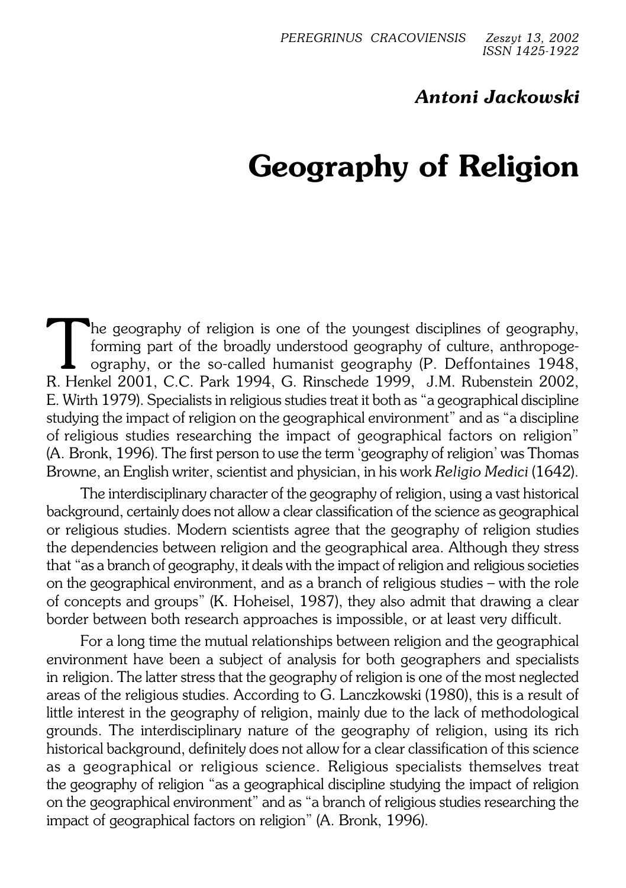*Antoni Jackowski*

# Geography of Religion

The geography of religion is one of the youngest disciplines of geography, forming part of the broadly understood geography of culture, anthropogeography, or the so-called humanist geography (P. Deffontaines 1948, R. Henkel 2001, C.C. Park 1994, G. Rinschede 1999, J.M. Rubenstein 2002, E. Wirth 1979). Specialists in religious studies treat it both as "a geographical discipline studying the impact of religion on the geographical environment" and as "a discipline of religious studies researching the impact of geographical factors on religion" (A. Bronk, 1996). The first person to use the term 'geography of religion' was Thomas Browne, an English writer, scientist and physician, in his work *Religio Medici* (1642).

The interdisciplinary character of the geography of religion, using a vast historical background, certainly does not allow a clear classification of the science as geographical or religious studies. Modern scientists agree that the geography of religion studies the dependencies between religion and the geographical area. Although they stress that "as a branch of geography, it deals with the impact of religion and religious societies on the geographical environment, and as a branch of religious studies – with the role of concepts and groups" (K. Hoheisel, 1987), they also admit that drawing a clear border between both research approaches is impossible, or at least very difficult.

For a long time the mutual relationships between religion and the geographical environment have been a subject of analysis for both geographers and specialists in religion. The latter stress that the geography of religion is one of the most neglected areas of the religious studies. According to G. Lanczkowski (1980), this is a result of little interest in the geography of religion, mainly due to the lack of methodological grounds. The interdisciplinary nature of the geography of religion, using its rich historical background, definitely does not allow for a clear classification of this science as a geographical or religious science. Religious specialists themselves treat the geography of religion "as a geographical discipline studying the impact of religion on the geographical environment" and as "a branch of religious studies researching the impact of geographical factors on religion" (A. Bronk, 1996).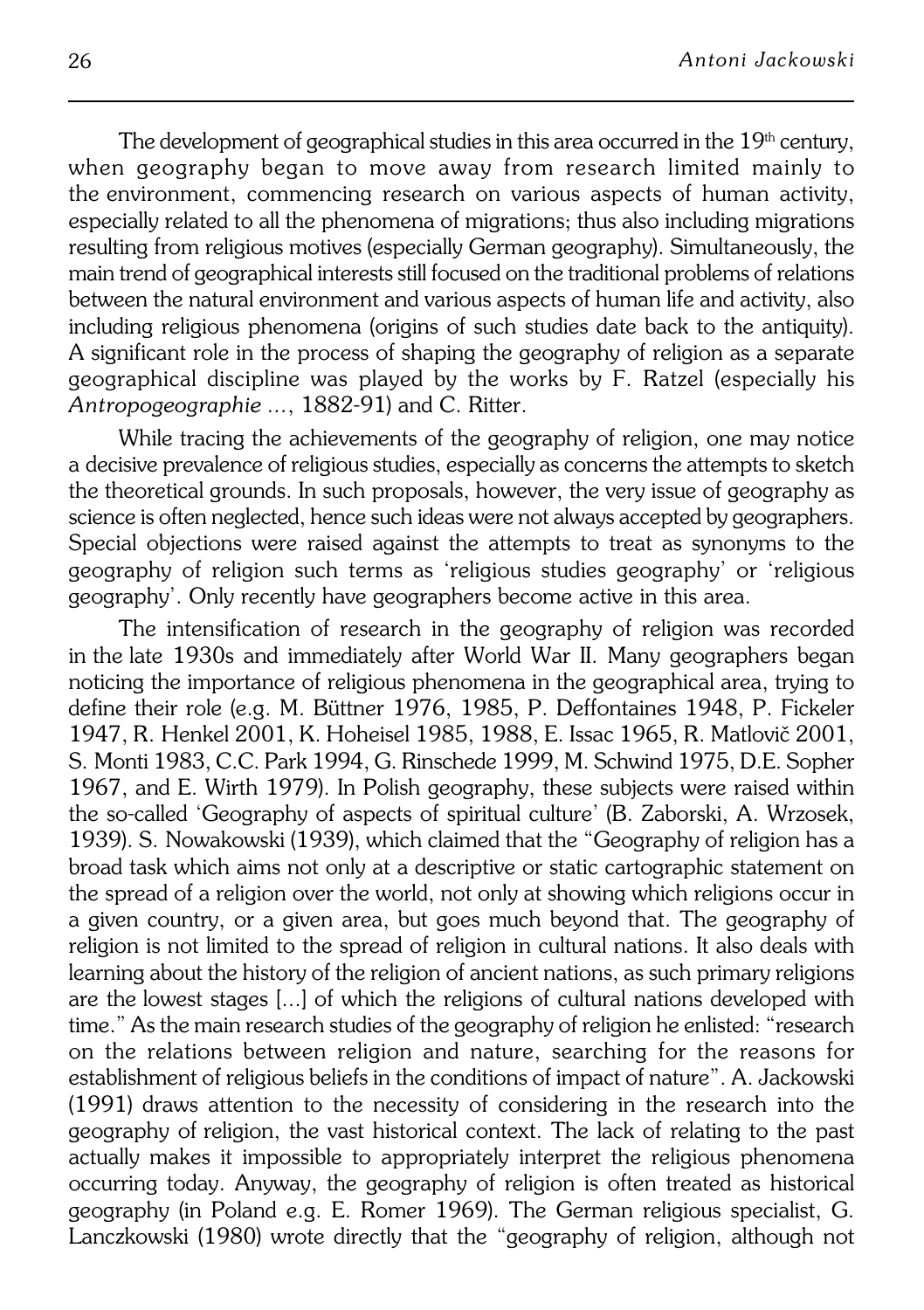The development of geographical studies in this area occurred in the 19th century, when geography began to move away from research limited mainly to the environment, commencing research on various aspects of human activity, especially related to all the phenomena of migrations; thus also including migrations resulting from religious motives (especially German geography). Simultaneously, the main trend of geographical interests still focused on the traditional problems of relations between the natural environment and various aspects of human life and activity, also including religious phenomena (origins of such studies date back to the antiquity). A significant role in the process of shaping the geography of religion as a separate geographical discipline was played by the works by F. Ratzel (especially his *Antropogeographie* ..., 1882-91) and C. Ritter.

While tracing the achievements of the geography of religion, one may notice a decisive prevalence of religious studies, especially as concerns the attempts to sketch the theoretical grounds. In such proposals, however, the very issue of geography as science is often neglected, hence such ideas were not always accepted by geographers. Special objections were raised against the attempts to treat as synonyms to the geography of religion such terms as 'religious studies geography' or 'religious geography'. Only recently have geographers become active in this area.

The intensification of research in the geography of religion was recorded in the late 1930s and immediately after World War II. Many geographers began noticing the importance of religious phenomena in the geographical area, trying to define their role (e.g. M. Büttner 1976, 1985, P. Deffontaines 1948, P. Fickeler 1947, R. Henkel 2001, K. Hoheisel 1985, 1988, E. Issac 1965, R. Matlovič 2001, S. Monti 1983, C.C. Park 1994, G. Rinschede 1999, M. Schwind 1975, D.E. Sopher 1967, and E. Wirth 1979). In Polish geography, these subjects were raised within the so-called 'Geography of aspects of spiritual culture' (B. Zaborski, A. Wrzosek, 1939). S. Nowakowski (1939), which claimed that the "Geography of religion has a broad task which aims not only at a descriptive or static cartographic statement on the spread of a religion over the world, not only at showing which religions occur in a given country, or a given area, but goes much beyond that. The geography of religion is not limited to the spread of religion in cultural nations. It also deals with learning about the history of the religion of ancient nations, as such primary religions are the lowest stages [...] of which the religions of cultural nations developed with time." As the main research studies of the geography of religion he enlisted: "research on the relations between religion and nature, searching for the reasons for establishment of religious beliefs in the conditions of impact of nature". A. Jackowski (1991) draws attention to the necessity of considering in the research into the geography of religion, the vast historical context. The lack of relating to the past actually makes it impossible to appropriately interpret the religious phenomena occurring today. Anyway, the geography of religion is often treated as historical geography (in Poland e.g. E. Romer 1969). The German religious specialist, G. Lanczkowski (1980) wrote directly that the "geography of religion, although not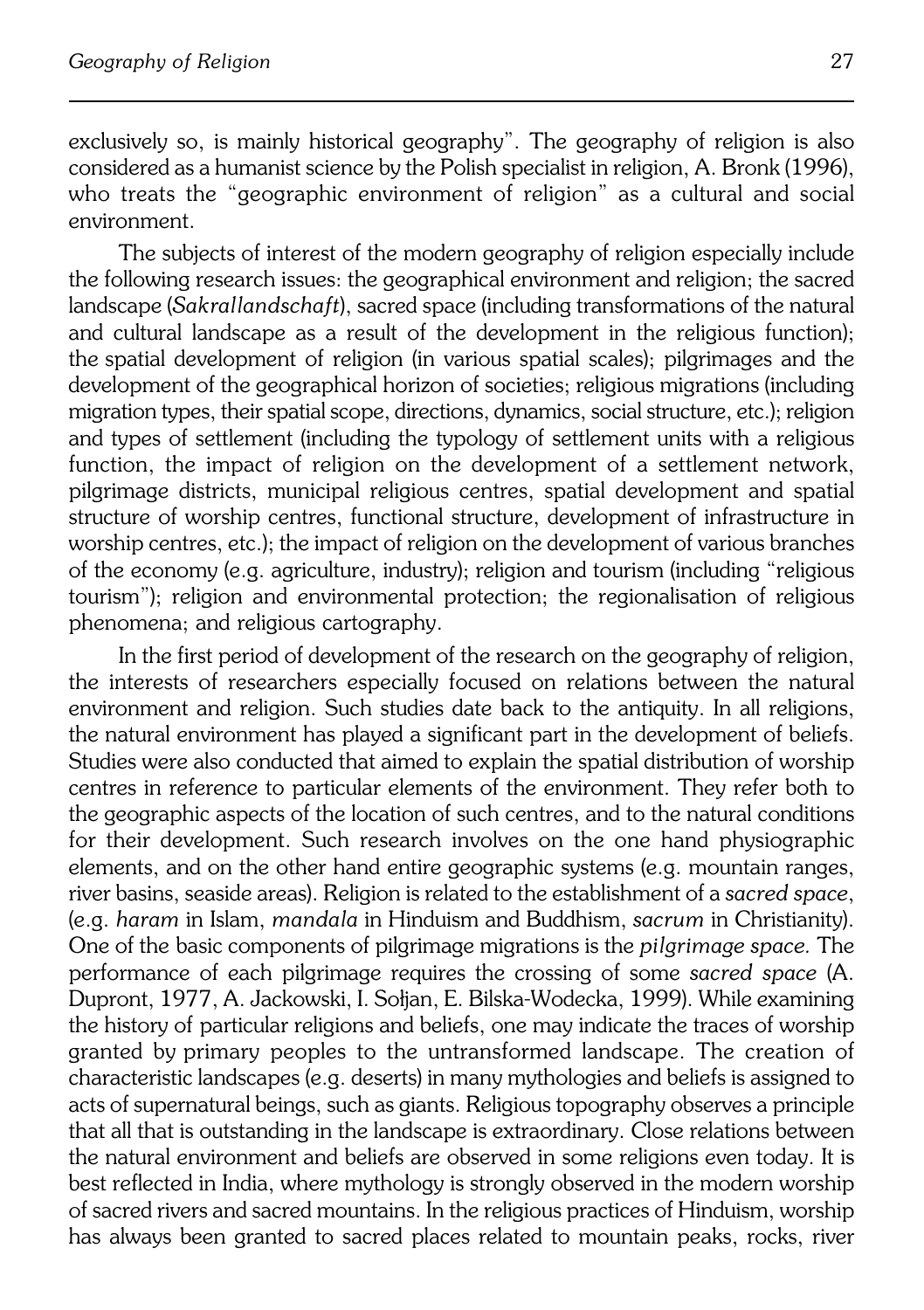exclusively so, is mainly historical geography". The geography of religion is also considered as a humanist science by the Polish specialist in religion, A. Bronk (1996), who treats the "geographic environment of religion" as a cultural and social environment.

The subjects of interest of the modern geography of religion especially include the following research issues: the geographical environment and religion; the sacred landscape (*Sakrallandschaft*), sacred space (including transformations of the natural and cultural landscape as a result of the development in the religious function); the spatial development of religion (in various spatial scales); pilgrimages and the development of the geographical horizon of societies; religious migrations (including migration types, their spatial scope, directions, dynamics, social structure, etc.); religion and types of settlement (including the typology of settlement units with a religious function, the impact of religion on the development of a settlement network, pilgrimage districts, municipal religious centres, spatial development and spatial structure of worship centres, functional structure, development of infrastructure in worship centres, etc.); the impact of religion on the development of various branches of the economy (e.g. agriculture, industry); religion and tourism (including "religious tourism"); religion and environmental protection; the regionalisation of religious phenomena; and religious cartography.

In the first period of development of the research on the geography of religion, the interests of researchers especially focused on relations between the natural environment and religion. Such studies date back to the antiquity. In all religions, the natural environment has played a significant part in the development of beliefs. Studies were also conducted that aimed to explain the spatial distribution of worship centres in reference to particular elements of the environment. They refer both to the geographic aspects of the location of such centres, and to the natural conditions for their development. Such research involves on the one hand physiographic elements, and on the other hand entire geographic systems (e.g. mountain ranges, river basins, seaside areas). Religion is related to the establishment of a *sacred space*, (e.g. *haram* in Islam, *mandala* in Hinduism and Buddhism, *sacrum* in Christianity). One of the basic components of pilgrimage migrations is the *pilgrimage space*. The performance of each pilgrimage requires the crossing of some *sacred space* (A. Dupront, 1977, A. Jackowski, I. Sołjan, E. Bilska-Wodecka, 1999). While examining the history of particular religions and beliefs, one may indicate the traces of worship granted by primary peoples to the untransformed landscape. The creation of characteristic landscapes (e.g. deserts) in many mythologies and beliefs is assigned to acts of supernatural beings, such as giants. Religious topography observes a principle that all that is outstanding in the landscape is extraordinary. Close relations between the natural environment and beliefs are observed in some religions even today. It is best reflected in India, where mythology is strongly observed in the modern worship of sacred rivers and sacred mountains. In the religious practices of Hinduism, worship has always been granted to sacred places related to mountain peaks, rocks, river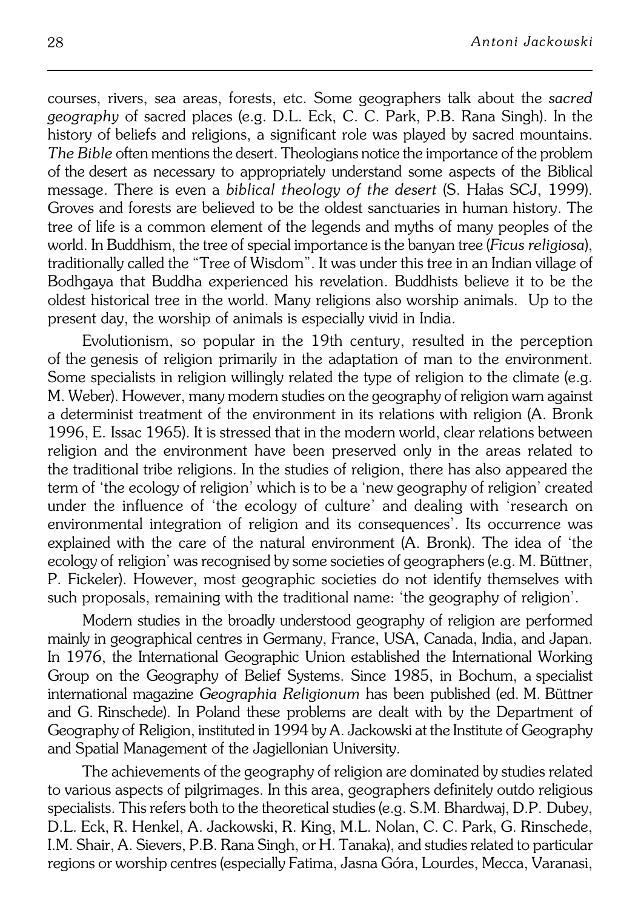courses, rivers, sea areas, forests, etc. Some geographers talk about the *sacred geography* of sacred places (e.g. D.L. Eck, C. C. Park, P.B. Rana Singh). In the history of beliefs and religions, a significant role was played by sacred mountains. *The Bible* often mentions the desert. Theologians notice the importance of the problem of the desert as necessary to appropriately understand some aspects of the Biblical message. There is even a *biblical theology of the desert* (S. Hałas SCJ, 1999). Groves and forests are believed to be the oldest sanctuaries in human history. The tree of life is a common element of the legends and myths of many peoples of the world. In Buddhism, the tree of special importance is the banyan tree (*Ficus religiosa*), traditionally called the "Tree of Wisdom". It was under this tree in an Indian village of Bodhgaya that Buddha experienced his revelation. Buddhists believe it to be the oldest historical tree in the world. Many religions also worship animals. Up to the present day, the worship of animals is especially vivid in India.

Evolutionism, so popular in the 19th century, resulted in the perception of the genesis of religion primarily in the adaptation of man to the environment. Some specialists in religion willingly related the type of religion to the climate (e.g. M. Weber). However, many modern studies on the geography of religion warn against a determinist treatment of the environment in its relations with religion (A. Bronk 1996, E. Issac 1965). It is stressed that in the modern world, clear relations between religion and the environment have been preserved only in the areas related to the traditional tribe religions. In the studies of religion, there has also appeared the term of 'the ecology of religion' which is to be a 'new geography of religion' created under the influence of 'the ecology of culture' and dealing with 'research on environmental integration of religion and its consequences'. Its occurrence was explained with the care of the natural environment (A. Bronk). The idea of 'the ecology of religion' was recognised by some societies of geographers (e.g. M. Büttner, P. Fickeler). However, most geographic societies do not identify themselves with such proposals, remaining with the traditional name: 'the geography of religion'.

Modern studies in the broadly understood geography of religion are performed mainly in geographical centres in Germany, France, USA, Canada, India, and Japan. In 1976, the International Geographic Union established the International Working Group on the Geography of Belief Systems. Since 1985, in Bochum, a specialist international magazine *Geographia Religionum* has been published (ed. M. Büttner and G. Rinschede). In Poland these problems are dealt with by the Department of Geography of Religion, instituted in 1994 by A. Jackowski at the Institute of Geography and Spatial Management of the Jagiellonian University.

The achievements of the geography of religion are dominated by studies related to various aspects of pilgrimages. In this area, geographers definitely outdo religious specialists. This refers both to the theoretical studies (e.g. S.M. Bhardwaj, D.P. Dubey, D.L. Eck, R. Henkel, A. Jackowski, R. King, M.L. Nolan, C. C. Park, G. Rinschede, I.M. Shair, A. Sievers, P.B. Rana Singh, or H. Tanaka), and studies related to particular regions or worship centres (especially Fatima, Jasna Góra, Lourdes, Mecca, Varanasi,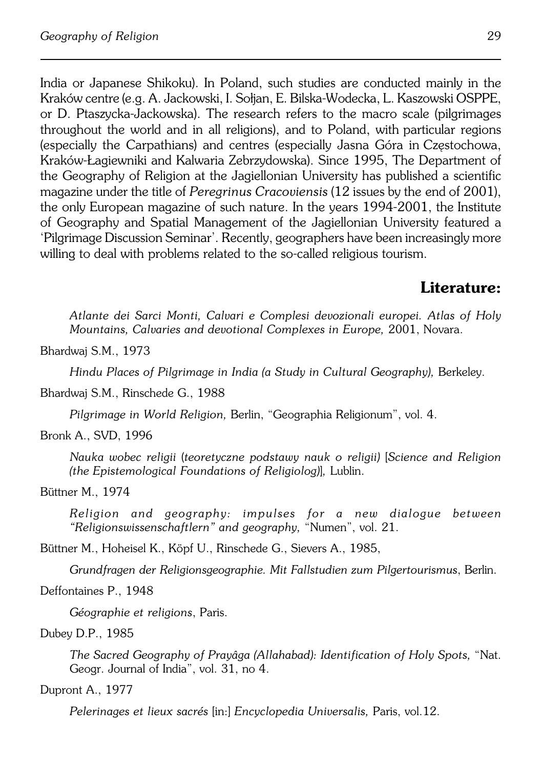India or Japanese Shikoku). In Poland, such studies are conducted mainly in the Kraków centre (e.g. A. Jackowski, I. Sołjan, E. Bilska-Wodecka, L. Kaszowski OSPPE, or D. Ptaszycka-Jackowska). The research refers to the macro scale (pilgrimages throughout the world and in all religions), and to Poland, with particular regions (especially the Carpathians) and centres (especially Jasna Góra in Częstochowa, Kraków-Łagiewniki and Kalwaria Zebrzydowska). Since 1995, The Department of the Geography of Religion at the Jagiellonian University has published a scientific magazine under the title of *Peregrinus Cracoviensis* (12 issues by the end of 2001), the only European magazine of such nature. In the years 1994-2001, the Institute of Geography and Spatial Management of the Jagiellonian University featured a 'Pilgrimage Discussion Seminar'. Recently, geographers have been increasingly more willing to deal with problems related to the so-called religious tourism.

## Literature:

*Atlante dei Sarci Monti, Calvari e Complesi devozionali europei. Atlas of Holy Mountains, Calvaries and devotional Complexes in Europe,* 2001, Novara.

Bhardwaj S.M., 1973

*Hindu Places of Pilgrimage in India (a Study in Cultural Geography),* Berkeley.

Bhardwaj S.M., Rinschede G., 1988

*Pilgrimage in World Religion,* Berlin, "Geographia Religionum", vol. 4.

Bronk A., SVD, 1996

*Nauka wobec religii (teoretyczne podstawy nauk o religii) [Science and Religion (the Epistemological Foundations of Religiolog)],* Lublin.

Büttner M., 1974

*Religion and geography: impulses for a new dialogue between "Religionswissenschaftlern" and geography,* "Numen", vol. 21.

Büttner M., Hoheisel K., Köpf U., Rinschede G., Sievers A., 1985,

*Grundfragen der Religionsgeographie. Mit Fallstudien zum Pilgertourismus*, Berlin.

Deffontaines P., 1948

*Géographie et religions*, Paris.

Dubey D.P., 1985

*The Sacred Geography of Prayâga (Allahabad): Identification of Holy Spots,* "Nat. Geogr. Journal of India", vol. 31, no 4.

Dupront A., 1977

*Pelerinages et lieux sacrés* [in:] *Encyclopedia Universalis,* Paris, vol.12.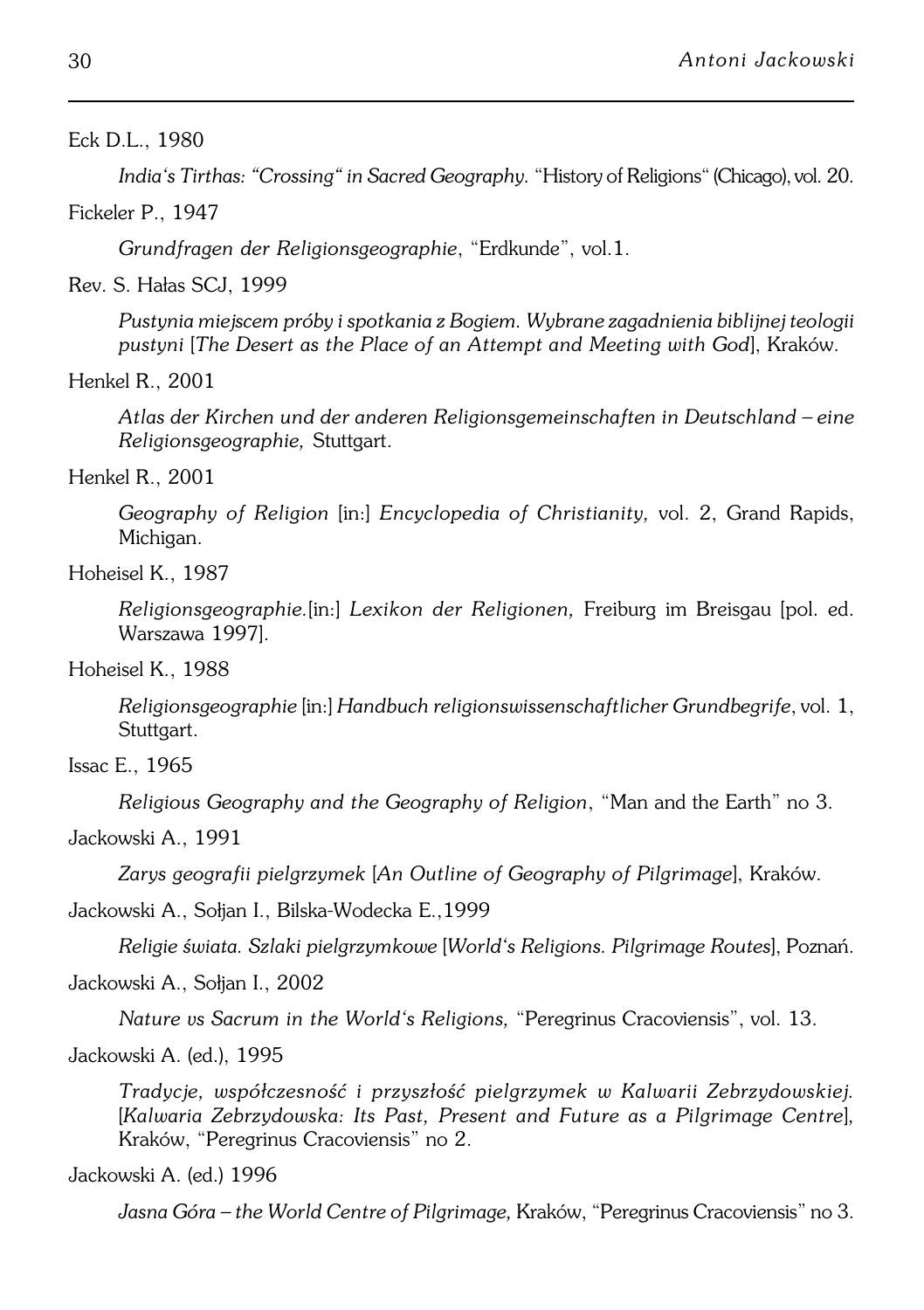Eck D.L., 1980

*India's Tirthas: "Crossing" in Sacred Geography.* "History of Religions" (Chicago), vol. 20.

Fickeler P., 1947

*Grundfragen der Religionsgeographie*, "Erdkunde", vol.1.

Rev. S. Hałas SCJ, 1999

*Pustynia miejscem próby i spotkania z Bogiem. Wybrane zagadnienia biblijnej teologii pustyni* [*The Desert as the Place of an Attempt and Meeting with God*], Kraków.

Henkel R., 2001

*Atlas der Kirchen und der anderen Religionsgemeinschaften in Deutschland – eine Religionsgeographie,* Stuttgart.

Henkel R., 2001

*Geography of Religion* [in:] *Encyclopedia of Christianity,* vol. 2, Grand Rapids, Michigan.

Hoheisel K., 1987

*Religionsgeographie.*[in:] *Lexikon der Religionen,* Freiburg im Breisgau [pol. ed. Warszawa 1997].

Hoheisel K., 1988

*Religionsgeographie* [in:] *Handbuch religionswissenschaftlicher Grundbegrife*, vol. 1, Stuttgart.

Issac E., 1965

*Religious Geography and the Geography of Religion*, "Man and the Earth" no 3.

Jackowski A., 1991

*Zarys geografii pielgrzymek* [*An Outline of Geography of Pilgrimage*], Kraków.

Jackowski A., Sołjan I., Bilska-Wodecka E.,1999

*Religie świata. Szlaki pielgrzymkowe* [*World's Religions. Pilgrimage Routes*], Poznań.

Jackowski A., Sołjan I., 2002

*Nature vs Sacrum in the World's Religions,* "Peregrinus Cracoviensis", vol. 13.

Jackowski A. (ed.), 1995

*Tradycje, współczesność i przyszłość pielgrzymek w Kalwarii Zebrzydowskiej.* [*Kalwaria Zebrzydowska: Its Past, Present and Future as a Pilgrimage Centre*], Kraków, "Peregrinus Cracoviensis" no 2.

Jackowski A. (ed.) 1996

*Jasna Góra – the World Centre of Pilgrimage,* Kraków, "Peregrinus Cracoviensis" no 3.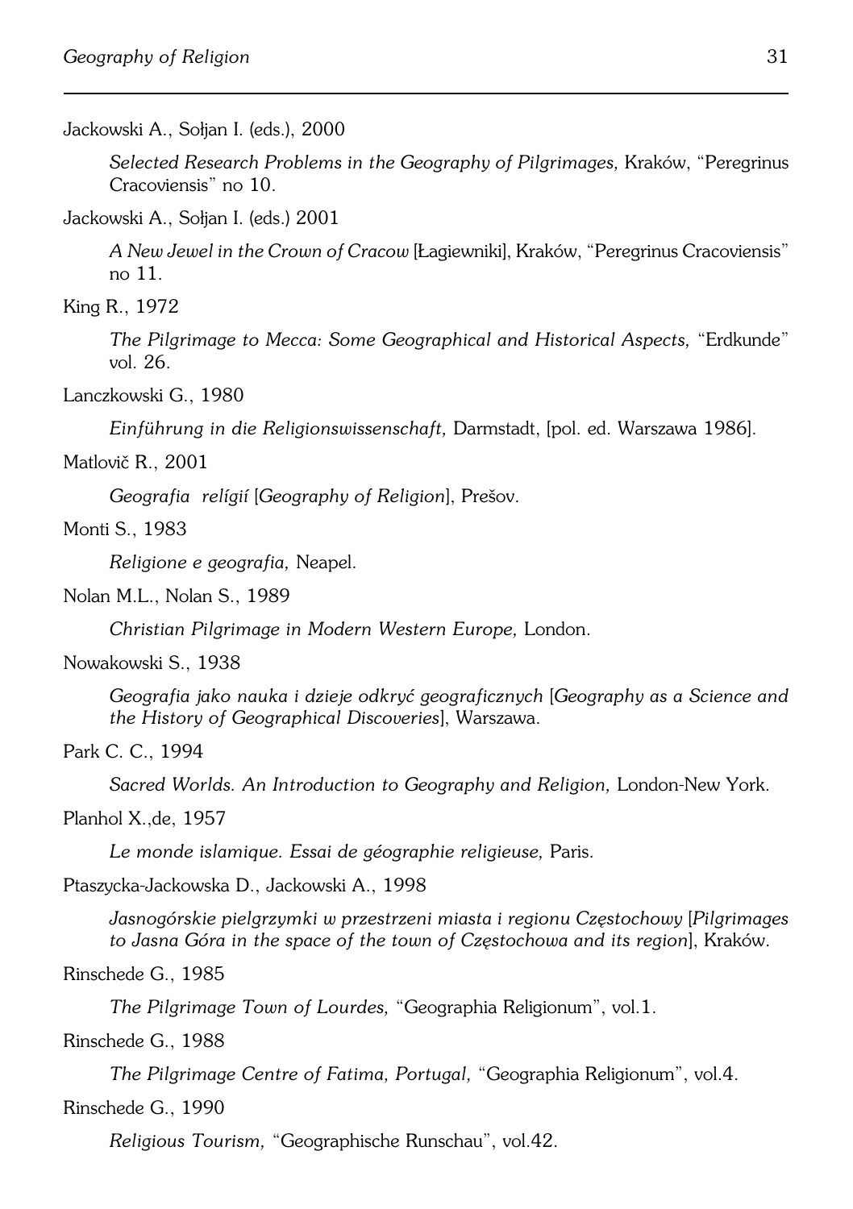Jackowski A., Sołjan I. (eds.), 2000

*Selected Research Problems in the Geography of Pilgrimages,* Kraków, "Peregrinus Cracoviensis" no 10.

Jackowski A., Sołjan I. (eds.) 2001

*A New Jewel in the Crown of Cracow* [Łagiewniki], Kraków, "Peregrinus Cracoviensis" no 11.

King R., 1972

*The Pilgrimage to Mecca: Some Geographical and Historical Aspects,* "Erdkunde" vol. 26.

Lanczkowski G., 1980

*Einführung in die Religionswissenschaft,* Darmstadt, [pol. ed. Warszawa 1986].

Matlovič R., 2001

*Geografia relígií* [*Geography of Religion*], Prešov.

Monti S., 1983

*Religione e geografia,* Neapel.

Nolan M.L., Nolan S., 1989

*Christian Pilgrimage in Modern Western Europe,* London.

Nowakowski S., 1938

*Geografia jako nauka i dzieje odkryć geograficznych* [*Geography as a Science and the History of Geographical Discoveries*], Warszawa.

Park C. C., 1994

*Sacred Worlds. An Introduction to Geography and Religion,* London-New York.

Planhol X.,de, 1957

*Le monde islamique. Essai de géographie religieuse,* Paris.

Ptaszycka-Jackowska D., Jackowski A., 1998

*Jasnogórskie pielgrzymki w przestrzeni miasta i regionu Częstochowy* [*Pilgrimages to Jasna Góra in the space of the town of Częstochowa and its region*], Kraków.

Rinschede G., 1985

*The Pilgrimage Town of Lourdes,* "Geographia Religionum", vol.1.

Rinschede G., 1988

*The Pilgrimage Centre of Fatima, Portugal,* "Geographia Religionum", vol.4.

Rinschede G., 1990

*Religious Tourism,* "Geographische Runschau", vol.42.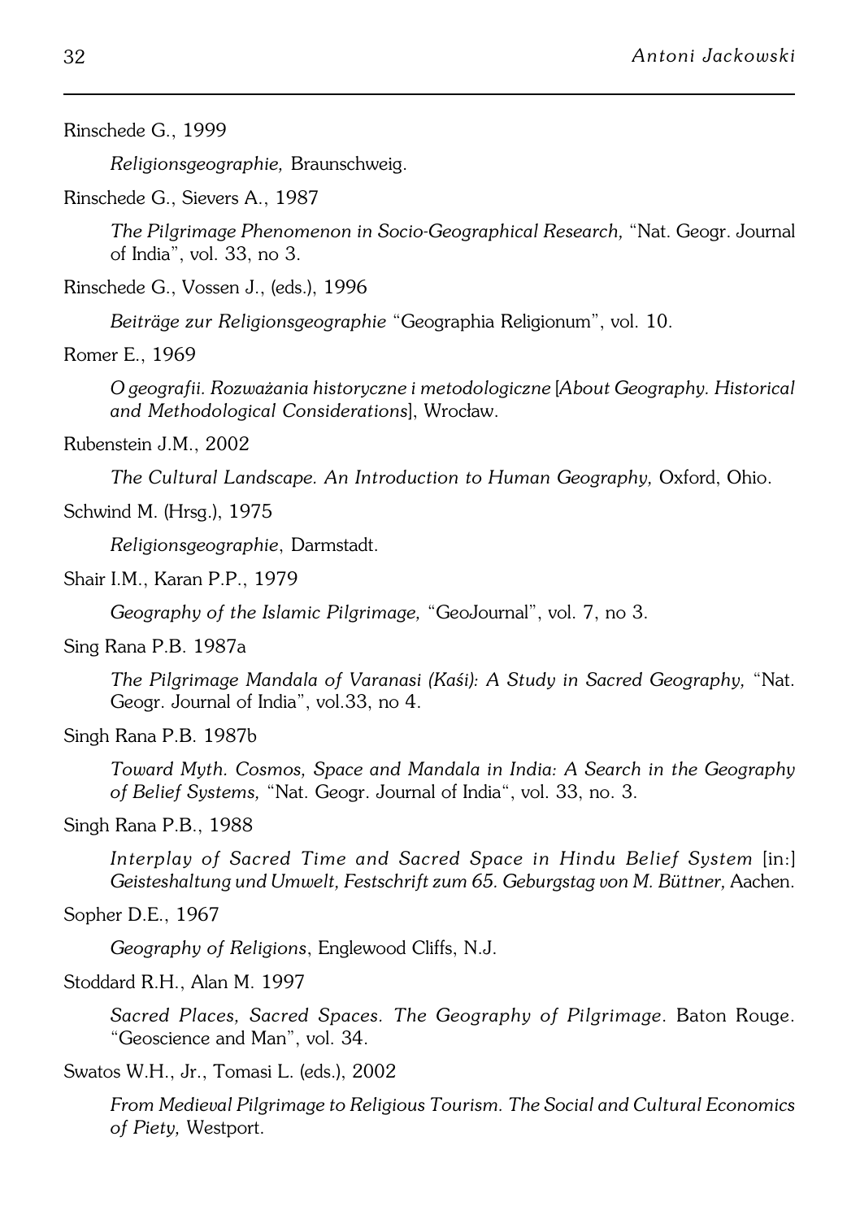Rinschede G., 1999

*Religionsgeographie,* Braunschweig.

Rinschede G., Sievers A., 1987

*The Pilgrimage Phenomenon in Socio-Geographical Research,* "Nat. Geogr. Journal of India", vol. 33, no 3.

Rinschede G., Vossen J., (eds.), 1996

*Beiträge zur Religionsgeographie* "Geographia Religionum", vol. 10.

Romer E., 1969

*O geografii. Rozważania historyczne i metodologiczne* [*About Geography. Historical and Methodological Considerations*], Wrocław.

Rubenstein J.M., 2002

*The Cultural Landscape. An Introduction to Human Geography,* Oxford, Ohio.

Schwind M. (Hrsg.), 1975

*Religionsgeographie*, Darmstadt.

Shair I.M., Karan P.P., 1979

*Geography of the Islamic Pilgrimage,* "GeoJournal", vol. 7, no 3.

Sing Rana P.B. 1987a

*The Pilgrimage Mandala of Varanasi (Kaśi): A Study in Sacred Geography,* "Nat. Geogr. Journal of India", vol.33, no 4.

Singh Rana P.B. 1987b

*Toward Myth. Cosmos, Space and Mandala in India: A Search in the Geography of Belief Systems,* "Nat. Geogr. Journal of India", vol. 33, no. 3.

Singh Rana P.B., 1988

*Interplay of Sacred Time and Sacred Space in Hindu Belief System* [in:] *Geisteshaltung und Umwelt, Festschrift zum 65. Geburgstag von M. Büttner,* Aachen.

Sopher D.E., 1967

*Geography of Religions*, Englewood Cliffs, N.J.

Stoddard R.H., Alan M. 1997

*Sacred Places, Sacred Spaces. The Geography of Pilgrimage*. Baton Rouge. "Geoscience and Man", vol. 34.

Swatos W.H., Jr., Tomasi L. (eds.), 2002

*From Medieval Pilgrimage to Religious Tourism. The Social and Cultural Economics of Piety,* Westport.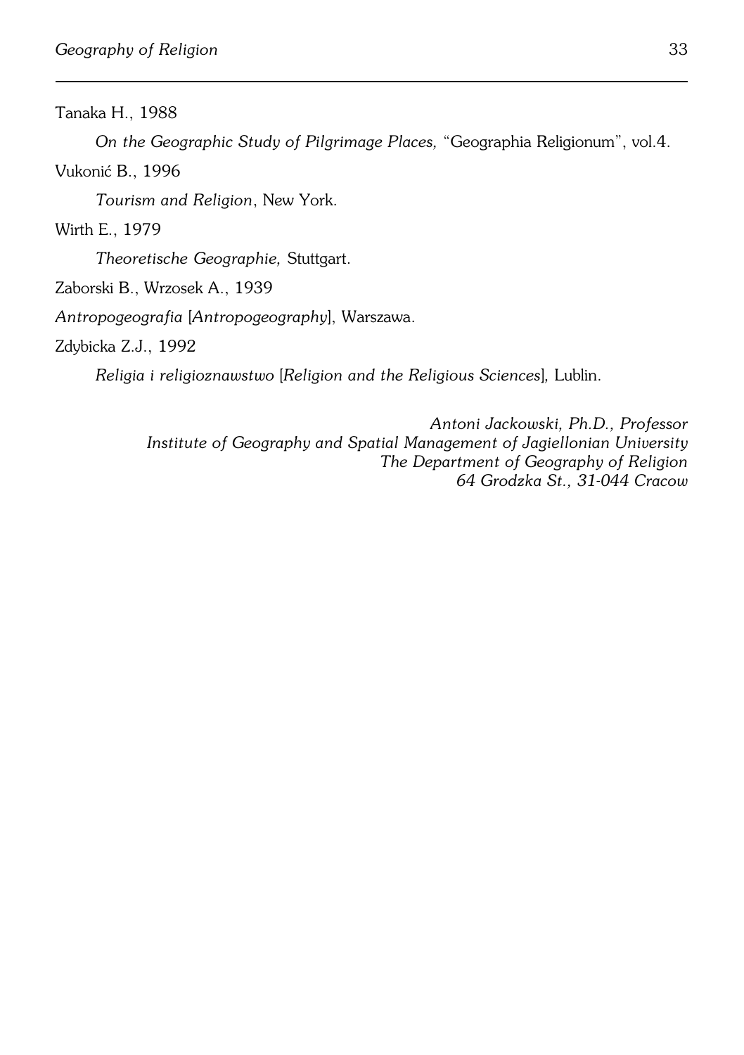Tanaka H., 1988

*On the Geographic Study of Pilgrimage Places,* "Geographia Religionum", vol.4.

Vukonić B., 1996

*Tourism and Religion*, New York.

Wirth E., 1979

*Theoretische Geographie,* Stuttgart.

Zaborski B., Wrzosek A., 1939

*Antropogeografia* [*Antropogeography*], Warszawa.

Zdybicka Z.J., 1992

*Religia i religioznawstwo* [*Religion and the Religious Sciences*], Lublin.

*Antoni Jackowski, Ph.D., Professor*
*Institute of Geography and Spatial Management of Jagiellonian University*
*The Department of Geography of Religion*
*64 Grodzka St., 31-044 Cracow*